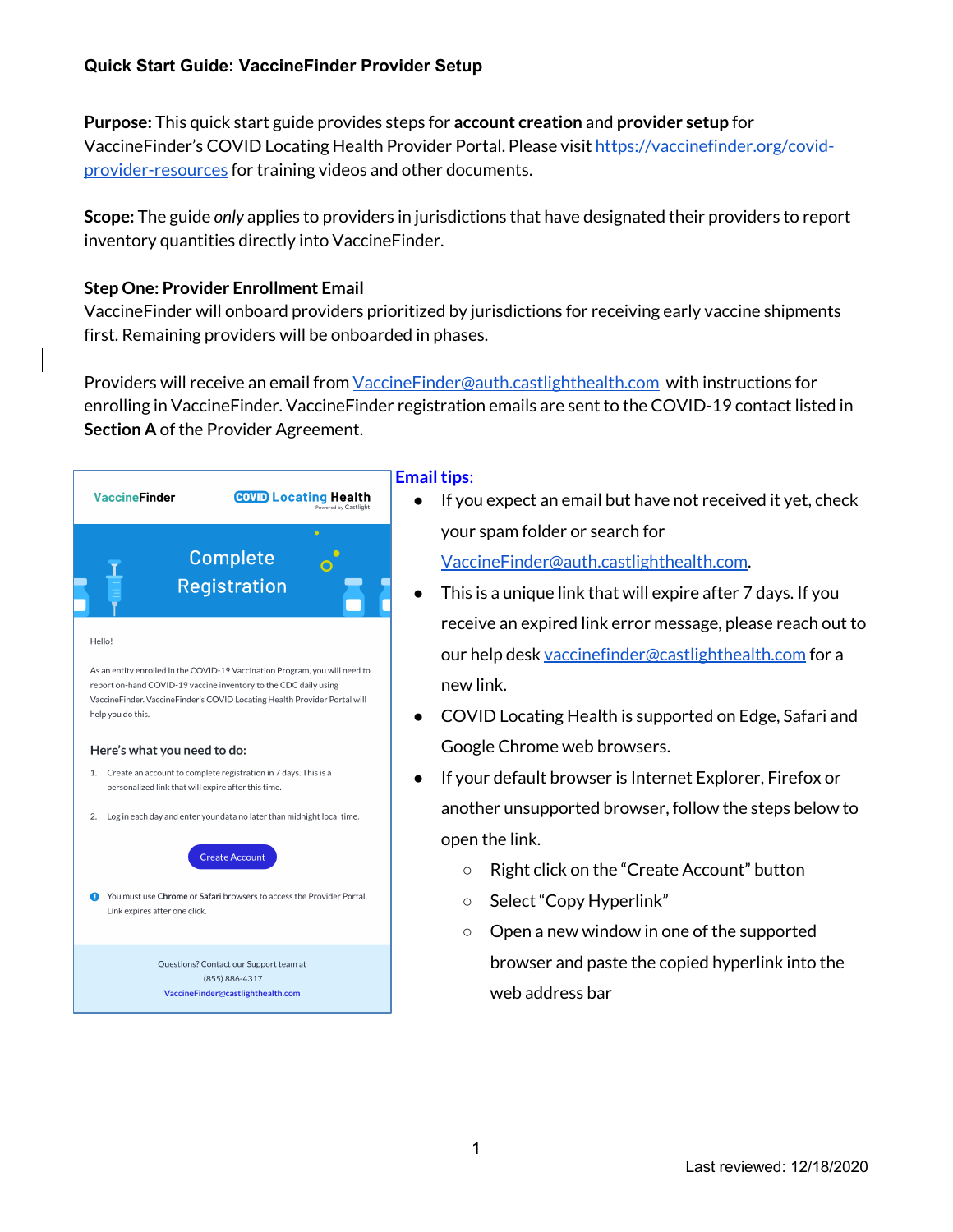**Quick Start Guide: VaccineFinder Provider Setup**

**Purpose:** This quick start guide provides steps for **account creation** and **provider setup** for VaccineFinder's COVID Locating Health Provider Portal. Please visit https://vaccinefinder.org/covid-provider-resources for training videos and other documents.

**Scope:** The guide *only* applies to providers in jurisdictions that have designated their providers to report inventory quantities directly into VaccineFinder.

**Step One: Provider Enrollment Email**

VaccineFinder will onboard providers prioritized by jurisdictions for receiving early vaccine shipments first. Remaining providers will be onboarded in phases.

Providers will receive an email from VaccineFinder@auth.castlighthealth.com with instructions for enrolling in VaccineFinder. VaccineFinder registration emails are sent to the COVID-19 contact listed in **Section A** of the Provider Agreement.

> VaccineFinder | COVID Locating Health (Powered by Castlight)
>
> **Complete Registration**
>
> Hello!
>
> As an entity enrolled in the COVID-19 Vaccination Program, you will need to report on-hand COVID-19 vaccine inventory to the CDC daily using VaccineFinder. VaccineFinder's COVID Locating Health Provider Portal will help you do this.
>
> **Here's what you need to do:**
>
> 1. Create an account to complete registration in 7 days. This is a personalized link that will expire after this time.
> 2. Log in each day and enter your data no later than midnight local time.
>
> [Create Account]
>
> You must use **Chrome** or **Safari** browsers to access the Provider Portal. Link expires after one click.
>
> Questions? Contact our Support team at (855) 886-4317
> VaccineFinder@castlighthealth.com

**Email tips:**

- If you expect an email but have not received it yet, check your spam folder or search for VaccineFinder@auth.castlighthealth.com.
- This is a unique link that will expire after 7 days. If you receive an expired link error message, please reach out to our help desk vaccinefinder@castlighthealth.com for a new link.
- COVID Locating Health is supported on Edge, Safari and Google Chrome web browsers.
- If your default browser is Internet Explorer, Firefox or another unsupported browser, follow the steps below to open the link.
  - Right click on the "Create Account" button
  - Select "Copy Hyperlink"
  - Open a new window in one of the supported browser and paste the copied hyperlink into the web address bar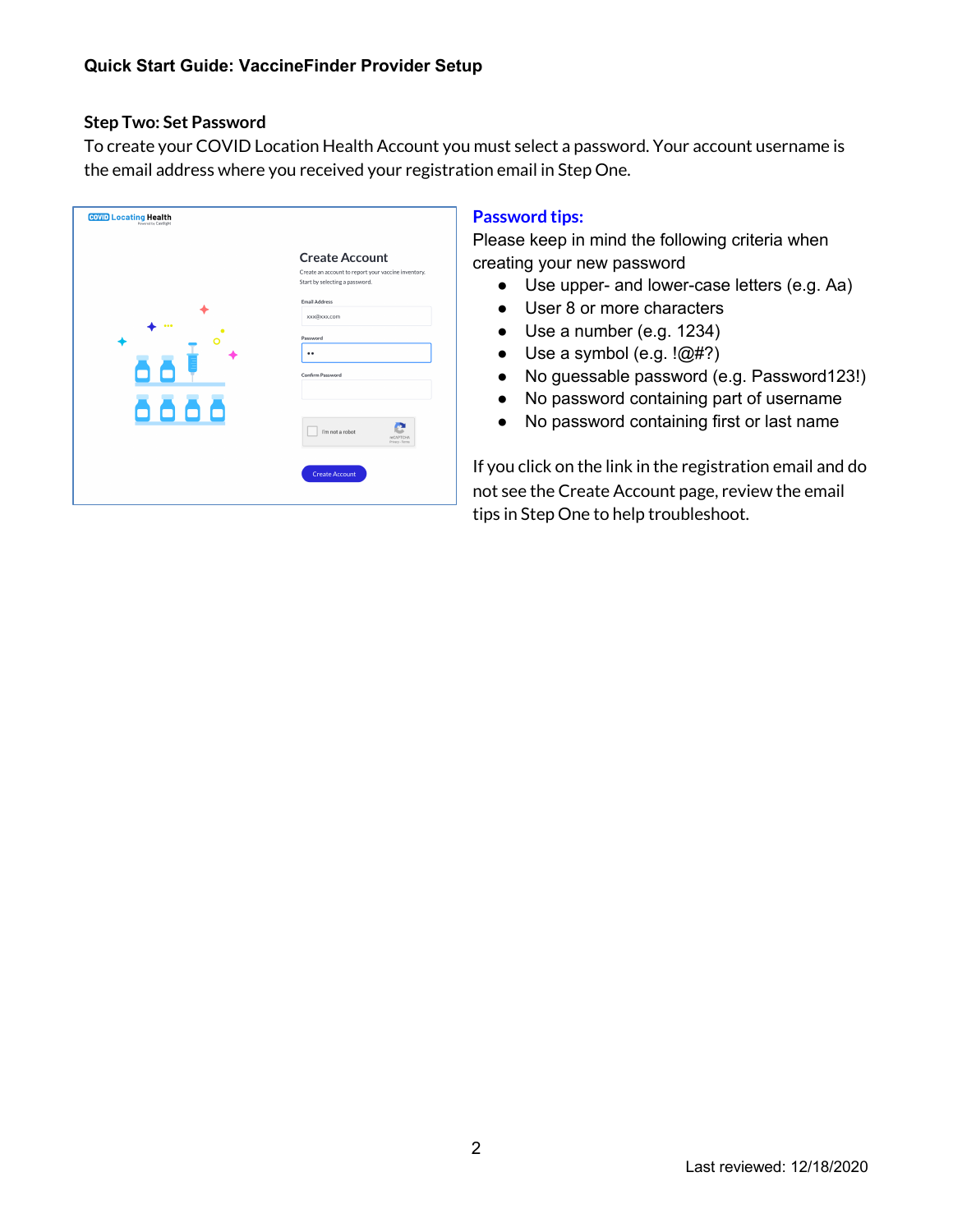**Quick Start Guide: VaccineFinder Provider Setup**

## Step Two: Set Password

To create your COVID Location Health Account you must select a password. Your account username is the email address where you received your registration email in Step One.

### Password tips:

Please keep in mind the following criteria when creating your new password

- Use upper- and lower-case letters (e.g. Aa)
- User 8 or more characters
- Use a number (e.g. 1234)
- Use a symbol (e.g. !@#?)
- No guessable password (e.g. Password123!)
- No password containing part of username
- No password containing first or last name

If you click on the link in the registration email and do not see the Create Account page, review the email tips in Step One to help troubleshoot.

Last reviewed: 12/18/2020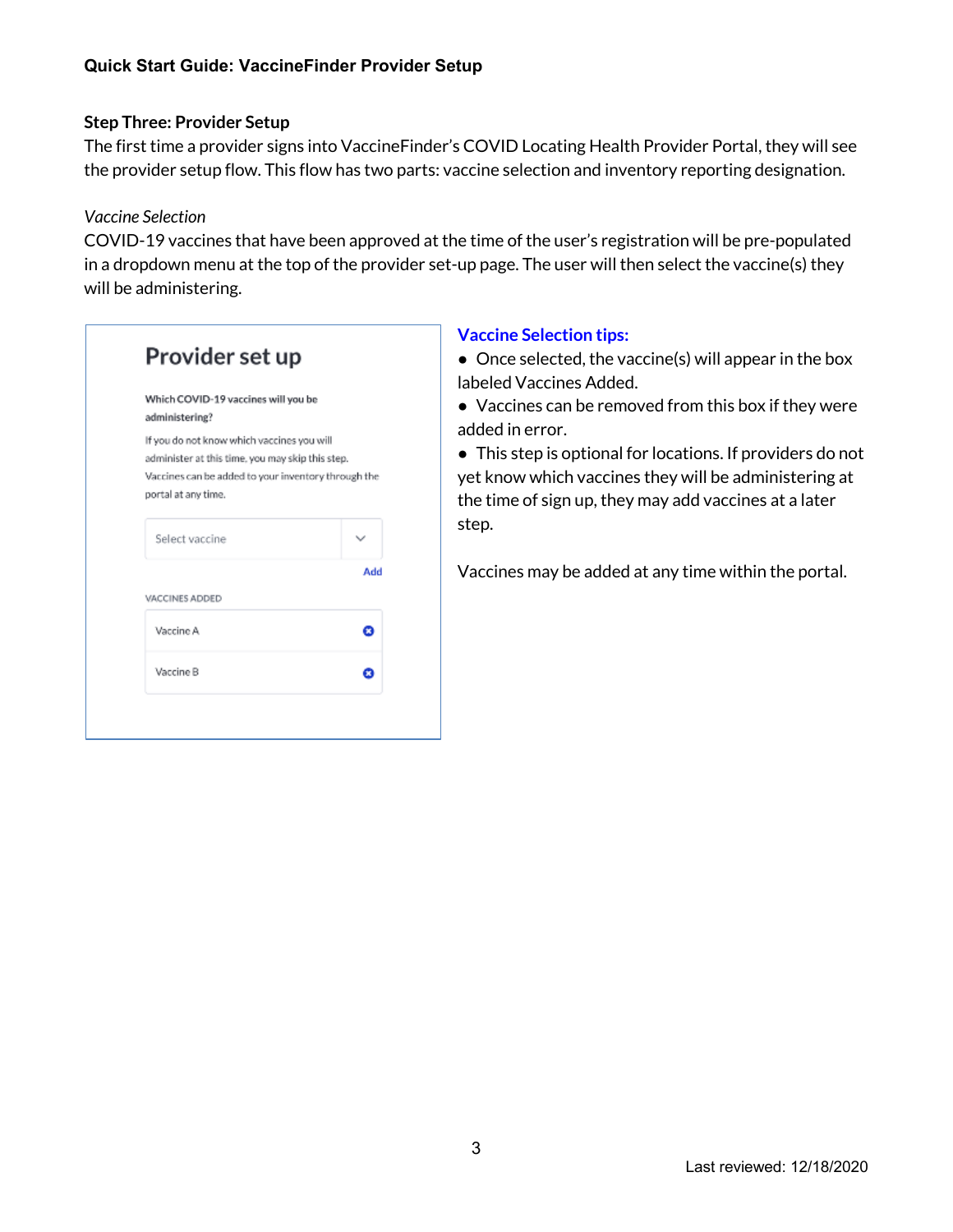**Quick Start Guide: VaccineFinder Provider Setup**

## Step Three: Provider Setup

The first time a provider signs into VaccineFinder's COVID Locating Health Provider Portal, they will see the provider setup flow. This flow has two parts: vaccine selection and inventory reporting designation.

*Vaccine Selection*

COVID-19 vaccines that have been approved at the time of the user's registration will be pre-populated in a dropdown menu at the top of the provider set-up page. The user will then select the vaccine(s) they will be administering.

**Provider set up**

**Which COVID-19 vaccines will you be administering?**

If you do not know which vaccines you will administer at this time, you may skip this step. Vaccines can be added to your inventory through the portal at any time.

Select vaccine

Add

VACCINES ADDED

Vaccine A

Vaccine B

**Vaccine Selection tips:**

- Once selected, the vaccine(s) will appear in the box labeled Vaccines Added.
- Vaccines can be removed from this box if they were added in error.
- This step is optional for locations. If providers do not yet know which vaccines they will be administering at the time of sign up, they may add vaccines at a later step.

Vaccines may be added at any time within the portal.

Last reviewed: 12/18/2020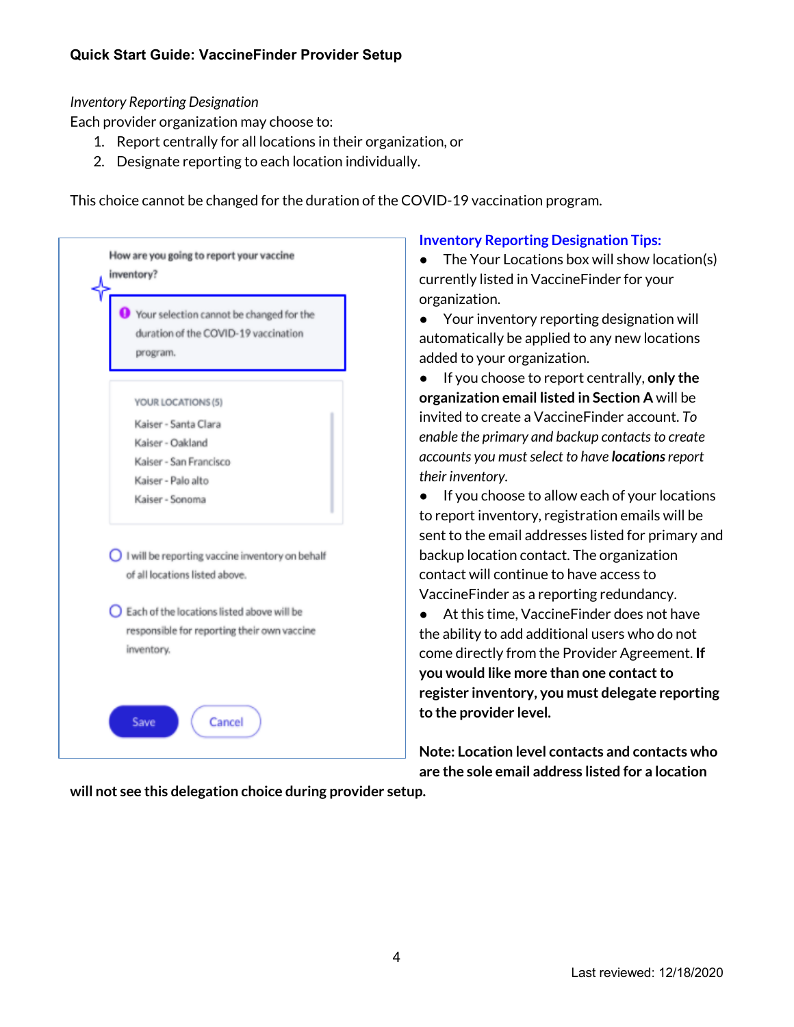*Inventory Reporting Designation*

Each provider organization may choose to:

1. Report centrally for all locations in their organization, or
2. Designate reporting to each location individually.

This choice cannot be changed for the duration of the COVID-19 vaccination program.

How are you going to report your vaccine inventory?

Your selection cannot be changed for the duration of the COVID-19 vaccination program.

YOUR LOCATIONS (5)

Kaiser - Santa Clara
Kaiser - Oakland
Kaiser - San Francisco
Kaiser - Palo alto
Kaiser - Sonoma

○ I will be reporting vaccine inventory on behalf of all locations listed above.

○ Each of the locations listed above will be responsible for reporting their own vaccine inventory.

Save Cancel

**Inventory Reporting Designation Tips:**

- The Your Locations box will show location(s) currently listed in VaccineFinder for your organization.
- Your inventory reporting designation will automatically be applied to any new locations added to your organization.
- If you choose to report centrally, **only the organization email listed in Section A** will be invited to create a VaccineFinder account. *To enable the primary and backup contacts to create accounts you must select to have **locations** report their inventory.*
- If you choose to allow each of your locations to report inventory, registration emails will be sent to the email addresses listed for primary and backup location contact. The organization contact will continue to have access to VaccineFinder as a reporting redundancy.
- At this time, VaccineFinder does not have the ability to add additional users who do not come directly from the Provider Agreement. **If you would like more than one contact to register inventory, you must delegate reporting to the provider level.**

**Note: Location level contacts and contacts who are the sole email address listed for a location will not see this delegation choice during provider setup.**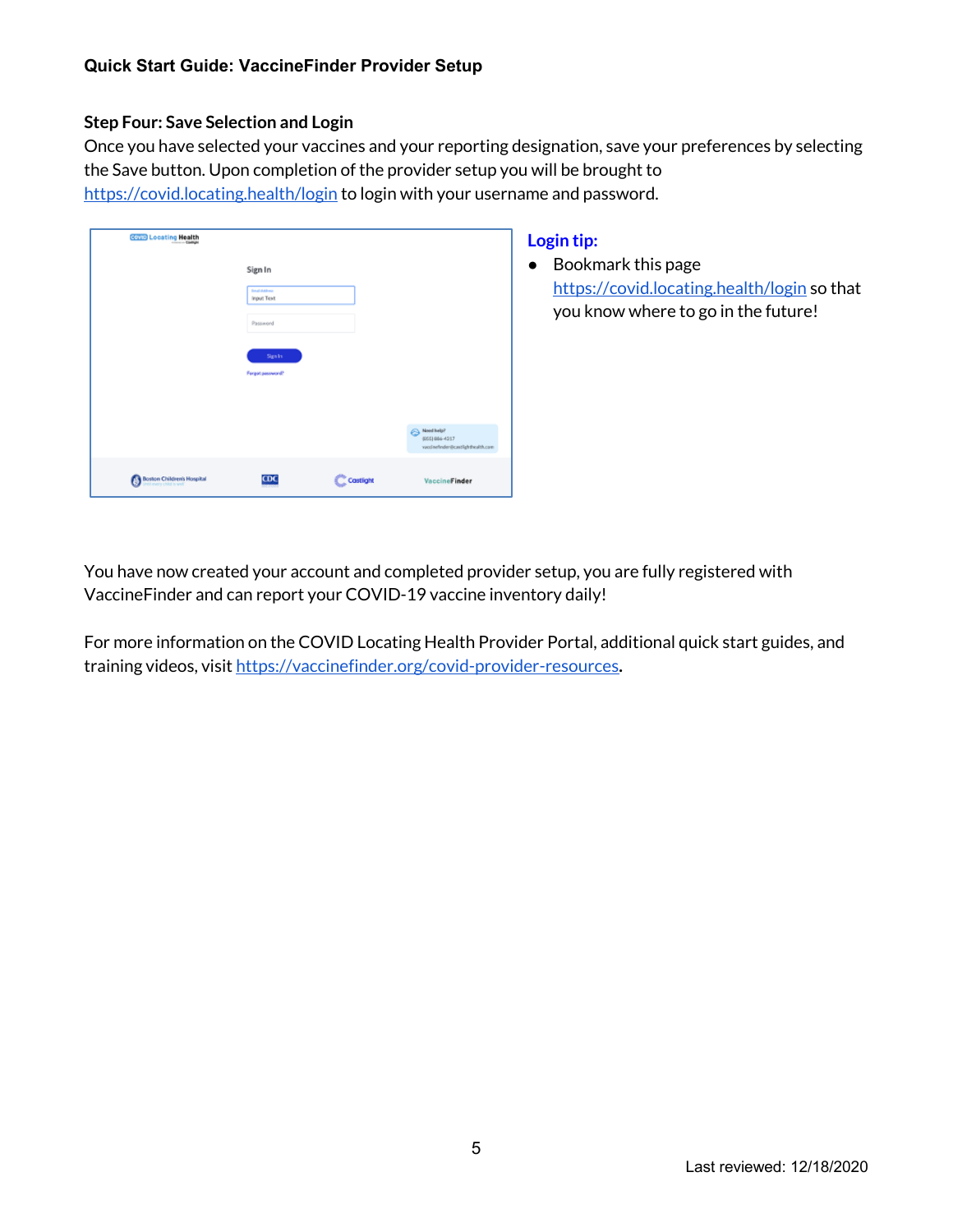**Quick Start Guide: VaccineFinder Provider Setup**

### Step Four: Save Selection and Login

Once you have selected your vaccines and your reporting designation, save your preferences by selecting the Save button. Upon completion of the provider setup you will be brought to https://covid.locating.health/login to login with your username and password.

**Login tip:**

- Bookmark this page https://covid.locating.health/login so that you know where to go in the future!

You have now created your account and completed provider setup, you are fully registered with VaccineFinder and can report your COVID-19 vaccine inventory daily!

For more information on the COVID Locating Health Provider Portal, additional quick start guides, and training videos, visit https://vaccinefinder.org/covid-provider-resources.

Last reviewed: 12/18/2020